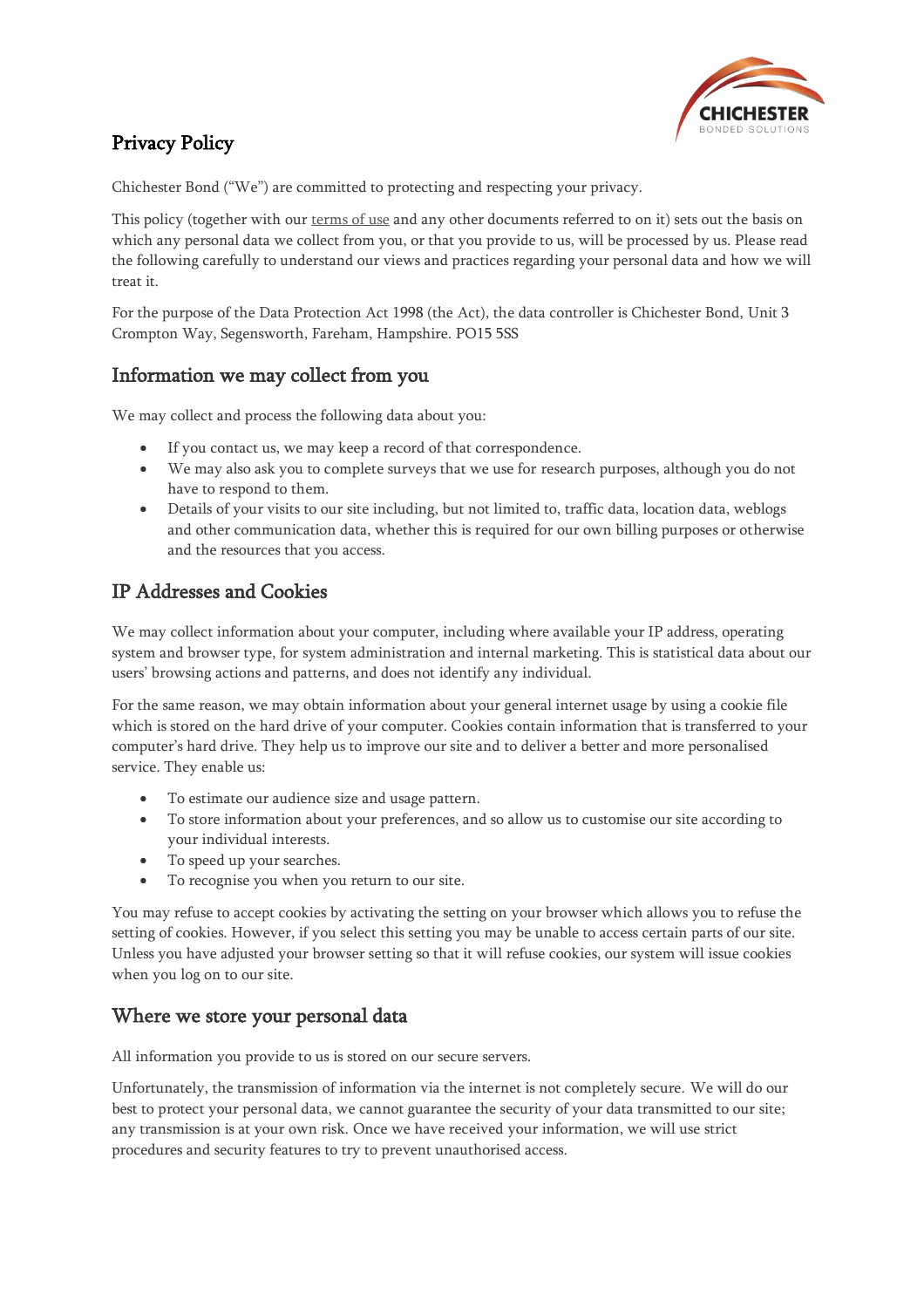# Privacy Policy

Chichester Bond ("We") are committed to protecting and respecting your privacy.

This policy (together with our terms of use and any other documents referred to on it) sets out the basis on which any personal data we collect from you, or that you provide to us, will be processed by us. Please read the following carefully to understand our views and practices regarding your personal data and how we will treat it.

For the purpose of the Data Protection Act 1998 (the Act), the data controller is Chichester Bond, Unit 3 Crompton Way, Segensworth, Fareham, Hampshire. PO15 5SS

## Information we may collect from you

We may collect and process the following data about you:

- If you contact us, we may keep a record of that correspondence.
- We may also ask you to complete surveys that we use for research purposes, although you do not have to respond to them.
- Details of your visits to our site including, but not limited to, traffic data, location data, weblogs and other communication data, whether this is required for our own billing purposes or otherwise and the resources that you access.

## IP Addresses and Cookies

We may collect information about your computer, including where available your IP address, operating system and browser type, for system administration and internal marketing. This is statistical data about our users' browsing actions and patterns, and does not identify any individual.

For the same reason, we may obtain information about your general internet usage by using a cookie file which is stored on the hard drive of your computer. Cookies contain information that is transferred to your computer's hard drive. They help us to improve our site and to deliver a better and more personalised service. They enable us:

- To estimate our audience size and usage pattern.
- To store information about your preferences, and so allow us to customise our site according to your individual interests.
- To speed up your searches.
- To recognise you when you return to our site.

You may refuse to accept cookies by activating the setting on your browser which allows you to refuse the setting of cookies. However, if you select this setting you may be unable to access certain parts of our site. Unless you have adjusted your browser setting so that it will refuse cookies, our system will issue cookies when you log on to our site.

## Where we store your personal data

All information you provide to us is stored on our secure servers.

Unfortunately, the transmission of information via the internet is not completely secure. We will do our best to protect your personal data, we cannot guarantee the security of your data transmitted to our site; any transmission is at your own risk. Once we have received your information, we will use strict procedures and security features to try to prevent unauthorised access.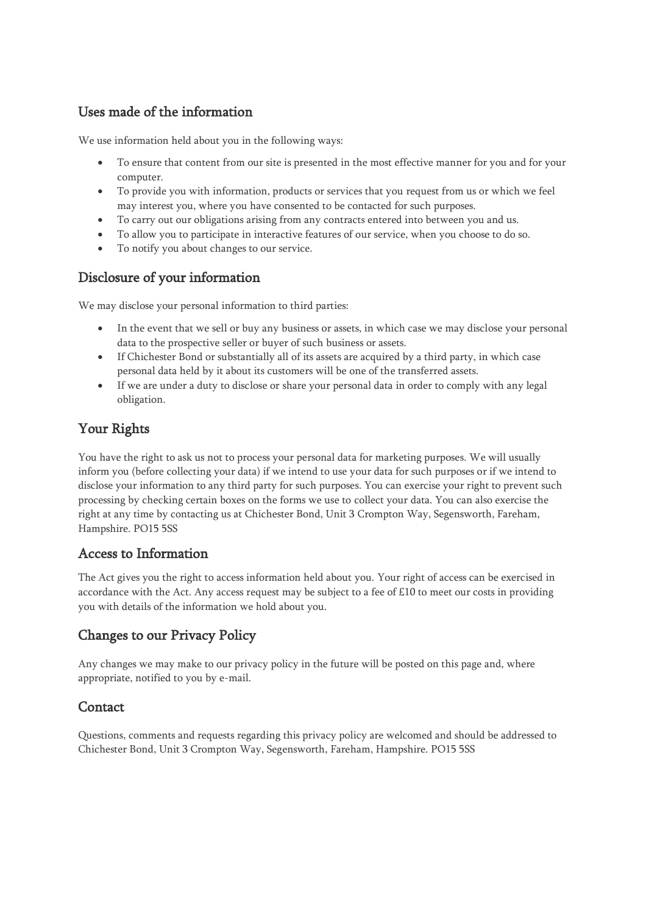## Uses made of the information

We use information held about you in the following ways:

- To ensure that content from our site is presented in the most effective manner for you and for your computer.
- To provide you with information, products or services that you request from us or which we feel may interest you, where you have consented to be contacted for such purposes.
- To carry out our obligations arising from any contracts entered into between you and us.
- To allow you to participate in interactive features of our service, when you choose to do so.
- To notify you about changes to our service.

## Disclosure of your information

We may disclose your personal information to third parties:

- In the event that we sell or buy any business or assets, in which case we may disclose your personal data to the prospective seller or buyer of such business or assets.
- If Chichester Bond or substantially all of its assets are acquired by a third party, in which case personal data held by it about its customers will be one of the transferred assets.
- If we are under a duty to disclose or share your personal data in order to comply with any legal obligation.

## Your Rights

You have the right to ask us not to process your personal data for marketing purposes. We will usually inform you (before collecting your data) if we intend to use your data for such purposes or if we intend to disclose your information to any third party for such purposes. You can exercise your right to prevent such processing by checking certain boxes on the forms we use to collect your data. You can also exercise the right at any time by contacting us at Chichester Bond, Unit 3 Crompton Way, Segensworth, Fareham, Hampshire. PO15 5SS

## Access to Information

The Act gives you the right to access information held about you. Your right of access can be exercised in accordance with the Act. Any access request may be subject to a fee of £10 to meet our costs in providing you with details of the information we hold about you.

## Changes to our Privacy Policy

Any changes we may make to our privacy policy in the future will be posted on this page and, where appropriate, notified to you by e-mail.

## Contact

Questions, comments and requests regarding this privacy policy are welcomed and should be addressed to Chichester Bond, Unit 3 Crompton Way, Segensworth, Fareham, Hampshire. PO15 5SS